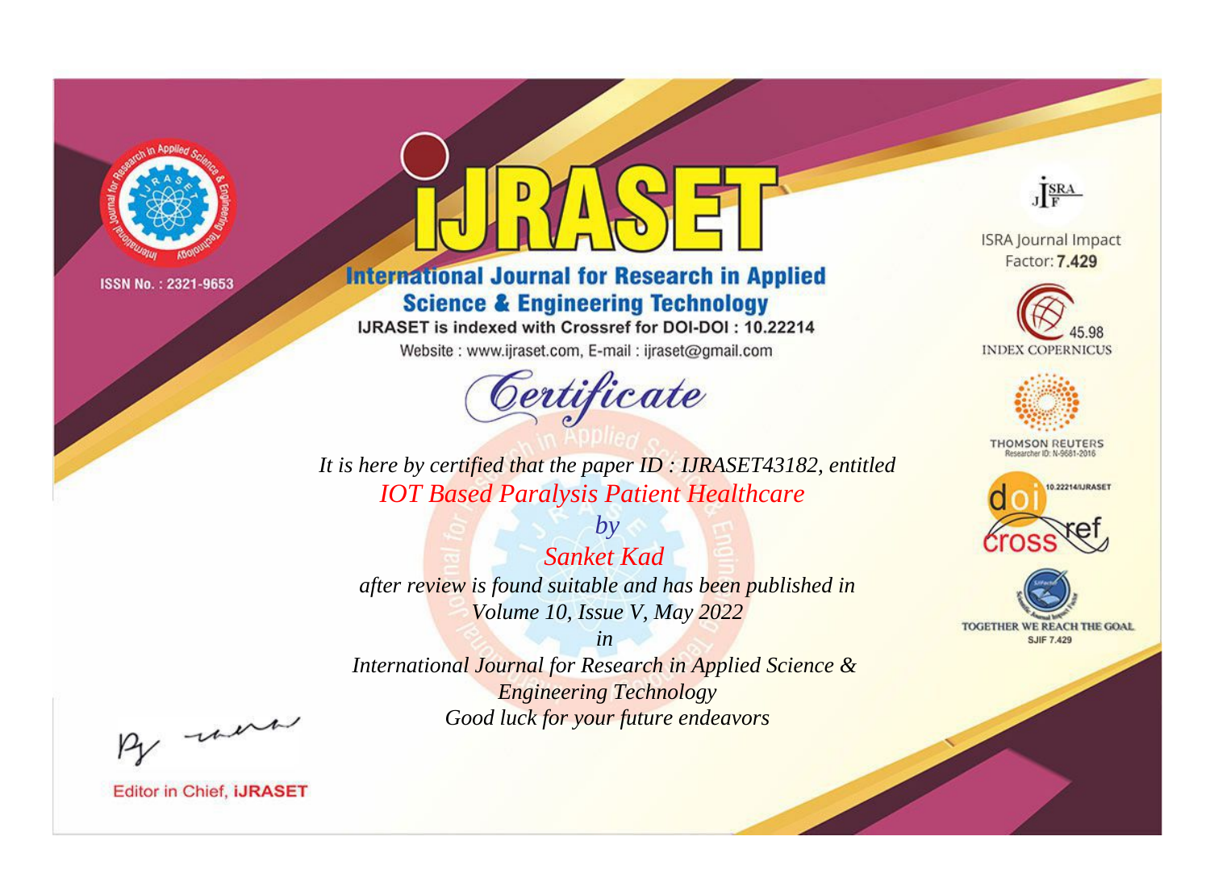ISSN No. : 2321-9653

# iJRASET

## International Journal for Research in Applied Science & Engineering Technology

IJRASET is indexed with Crossref for DOI-DOI : 10.22214

Website : www.ijraset.com, E-mail : ijraset@gmail.com

ISRA Journal Impact Factor: **7.429**

45.98 INDEX COPERNICUS

THOMSON REUTERS Researcher ID: N-9681-2016

10.22214/IJRASET

TOGETHER WE REACH THE GOAL SJIF 7.429

*Certificate*

*It is here by certified that the paper ID : IJRASET43182, entitled*

*IOT Based Paralysis Patient Healthcare*

*by*

*Sanket Kad*

*after review is found suitable and has been published in*

*Volume 10, Issue V, May 2022*

*in*

*International Journal for Research in Applied Science & Engineering Technology*

*Good luck for your future endeavors*

Editor in Chief, **iJRASET**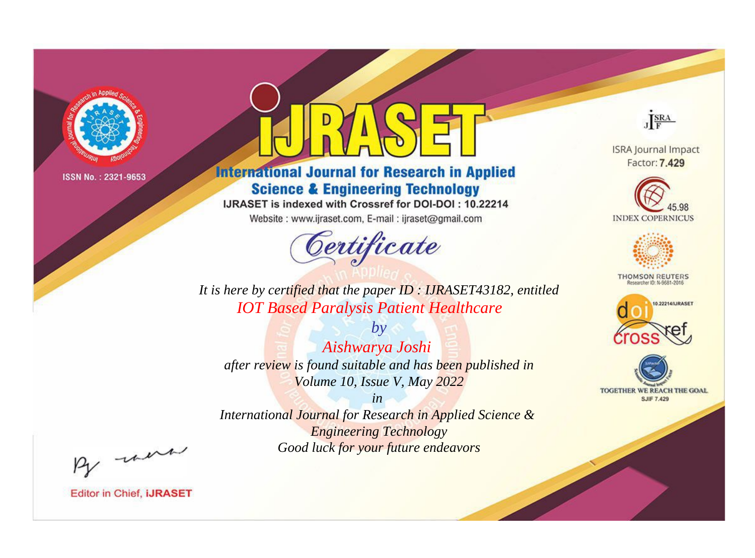ISSN No. : 2321-9653

# IJRASET

## International Journal for Research in Applied Science & Engineering Technology

IJRASET is indexed with Crossref for DOI-DOI : 10.22214

Website : www.ijraset.com, E-mail : ijraset@gmail.com

*Certificate*

*It is here by certified that the paper ID : IJRASET43182, entitled*

*IOT Based Paralysis Patient Healthcare*

*by*

*Aishwarya Joshi*

*after review is found suitable and has been published in*

*Volume 10, Issue V, May 2022*

*in*

*International Journal for Research in Applied Science & Engineering Technology*

*Good luck for your future endeavors*

ISRA Journal Impact Factor: **7.429**

45.98 INDEX COPERNICUS

THOMSON REUTERS Researcher ID: N-9681-2016

10.22214/IJRASET

TOGETHER WE REACH THE GOAL SJIF 7.429

Editor in Chief, **iJRASET**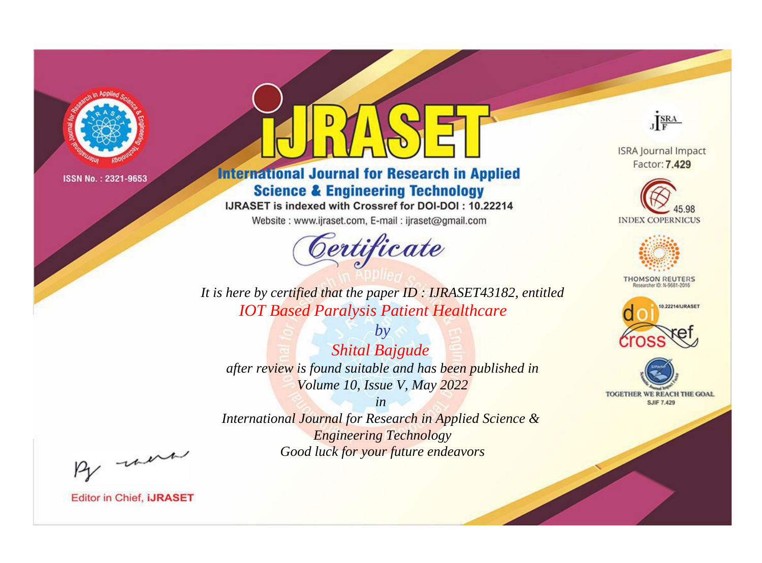ISSN No. : 2321-9653

# iJRASET

## International Journal for Research in Applied Science & Engineering Technology

IJRASET is indexed with Crossref for DOI-DOI : 10.22214

Website : www.ijraset.com, E-mail : ijraset@gmail.com

ISRA Journal Impact Factor: **7.429**

45.98 INDEX COPERNICUS

THOMSON REUTERS Researcher ID: N-9681-2016

10.22214/IJRASET

TOGETHER WE REACH THE GOAL SJIF 7.429

# *Certificate*

*It is here by certified that the paper ID : IJRASET43182, entitled*

*IOT Based Paralysis Patient Healthcare*

*by*

*Shital Bajgude*

*after review is found suitable and has been published in*

*Volume 10, Issue V, May 2022*

*in*

*International Journal for Research in Applied Science & Engineering Technology*

*Good luck for your future endeavors*

Editor in Chief, **iJRASET**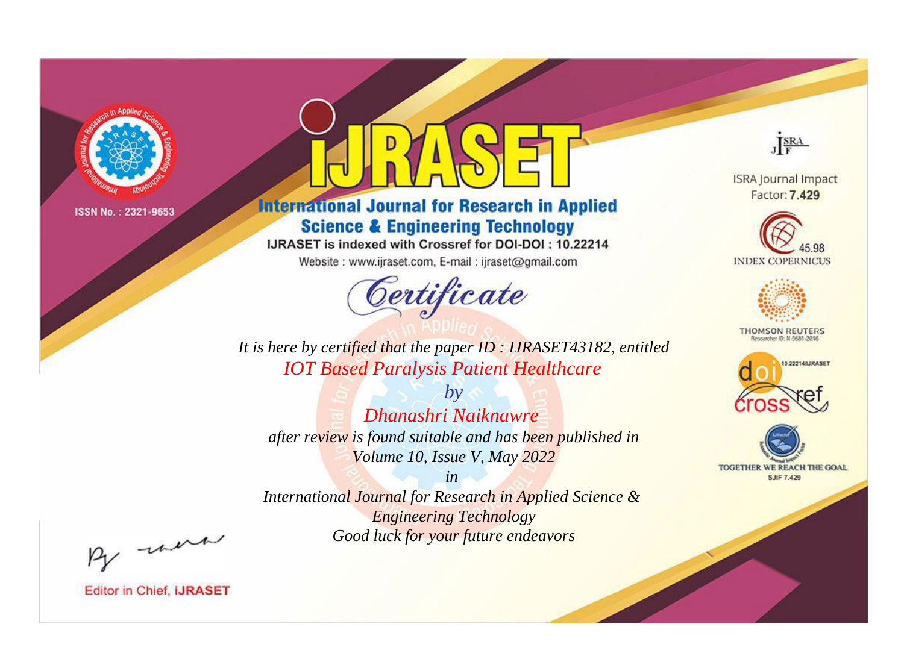ISSN No. : 2321-9653

# iJRASET

**International Journal for Research in Applied Science & Engineering Technology**

IJRASET is indexed with Crossref for DOI-DOI : 10.22214

Website : www.ijraset.com, E-mail : ijraset@gmail.com

*Certificate*

*It is here by certified that the paper ID : IJRASET43182, entitled*

*IOT Based Paralysis Patient Healthcare*

*by*

*Dhanashri Naiknawre*

*after review is found suitable and has been published in*

*Volume 10, Issue V, May 2022*

*in*

*International Journal for Research in Applied Science & Engineering Technology*

*Good luck for your future endeavors*

ISRA Journal Impact Factor: **7.429**

45.98 INDEX COPERNICUS

THOMSON REUTERS Researcher ID: N-9681-2016

10.22214/IJRASET

TOGETHER WE REACH THE GOAL SJIF 7.429

Editor in Chief, **iJRASET**